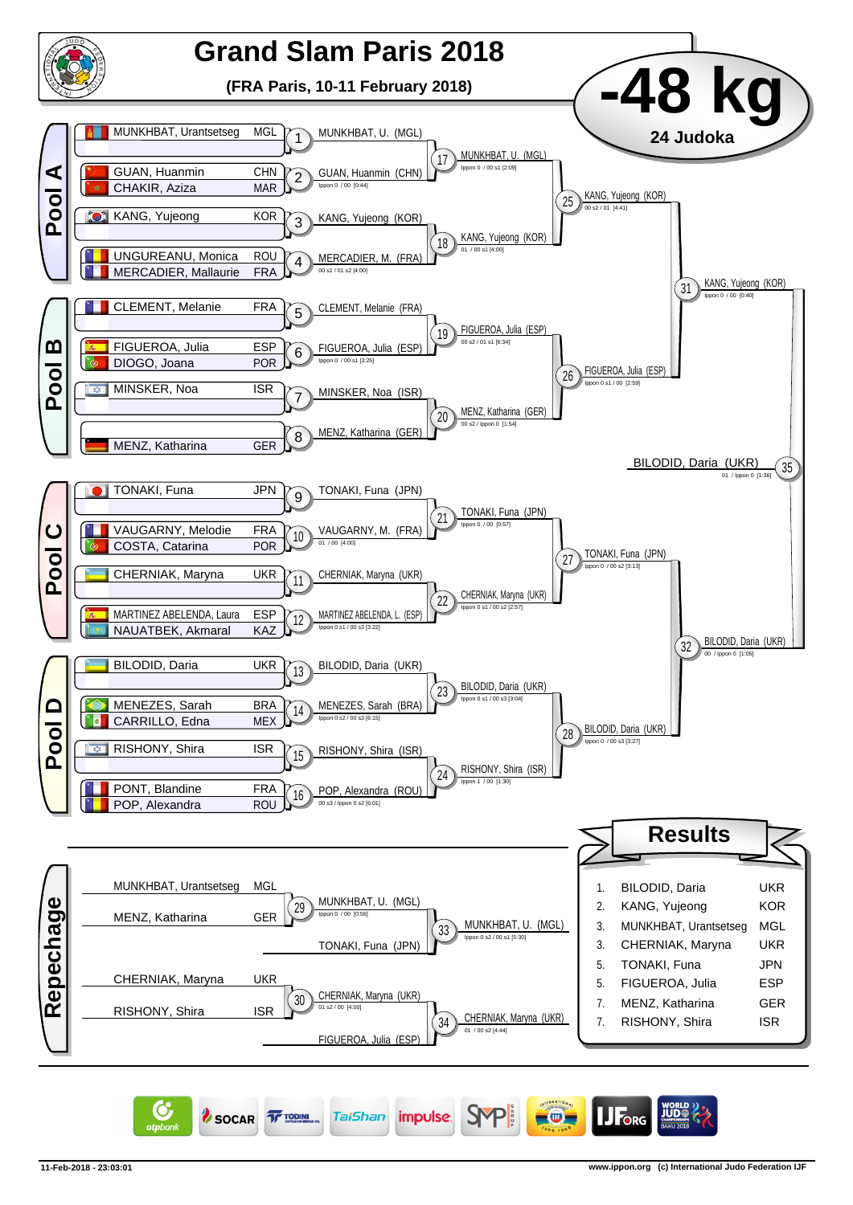# Grand Slam Paris 2018

**(FRA Paris, 10-11 February 2018)**

# -48 kg

**24 Judoka**

## Pool A

| # | Athlete | Nation |
|---|---|---|
| 1 | MUNKHBAT, Urantsetseg | MGL |
| 2 | GUAN, Huanmin | CHN |
| 2 | CHAKIR, Aziza | MAR |
| 3 | KANG, Yujeong | KOR |
| 4 | UNGUREANU, Monica | ROU |
| 4 | MERCADIER, Mallaurie | FRA |

- 1: MUNKHBAT, U. (MGL)
- 2: GUAN, Huanmin (CHN) — Ippon 0 / 00 [0:44]
- 3: KANG, Yujeong (KOR)
- 4: MERCADIER, M. (FRA) — 00 s1 / 01 s2 [4:00]
- 17: MUNKHBAT, U. (MGL) — Ippon 0 / 00 s1 [2:09]
- 18: KANG, Yujeong (KOR) — 01 / 00 s1 [4:00]
- 25: KANG, Yujeong (KOR) — 00 s2 / 01 [4:41]

## Pool B

| # | Athlete | Nation |
|---|---|---|
| 5 | CLEMENT, Melanie | FRA |
| 6 | FIGUEROA, Julia | ESP |
| 6 | DIOGO, Joana | POR |
| 7 | MINSKER, Noa | ISR |
| 8 | MENZ, Katharina | GER |

- 5: CLEMENT, Melanie (FRA)
- 6: FIGUEROA, Julia (ESP) — Ippon 0 / 00 s1 [3:25]
- 7: MINSKER, Noa (ISR)
- 8: MENZ, Katharina (GER)
- 19: FIGUEROA, Julia (ESP) — 00 s2 / 01 s1 [6:34]
- 20: MENZ, Katharina (GER) — 00 s2 / Ippon 0 [1:54]
- 26: FIGUEROA, Julia (ESP) — Ippon 0 s1 / 00 [2:59]

## Pool C

| # | Athlete | Nation |
|---|---|---|
| 9 | TONAKI, Funa | JPN |
| 10 | VAUGARNY, Melodie | FRA |
| 10 | COSTA, Catarina | POR |
| 11 | CHERNIAK, Maryna | UKR |
| 12 | MARTINEZ ABELENDA, Laura | ESP |
| 12 | NAUATBEK, Akmaral | KAZ |

- 9: TONAKI, Funa (JPN)
- 10: VAUGARNY, M. (FRA) — 01 / 00 [4:00]
- 11: CHERNIAK, Maryna (UKR)
- 12: MARTINEZ ABELENDA, L. (ESP) — Ippon 0 s1 / 00 s3 [3:22]
- 21: TONAKI, Funa (JPN) — Ippon 0 / 00 [0:57]
- 22: CHERNIAK, Maryna (UKR) — Ippon 0 s1 / 00 s2 [2:57]
- 27: TONAKI, Funa (JPN) — Ippon 0 / 00 s2 [3:13]

## Pool D

| # | Athlete | Nation |
|---|---|---|
| 13 | BILODID, Daria | UKR |
| 14 | MENEZES, Sarah | BRA |
| 14 | CARRILLO, Edna | MEX |
| 15 | RISHONY, Shira | ISR |
| 16 | PONT, Blandine | FRA |
| 16 | POP, Alexandra | ROU |

- 13: BILODID, Daria (UKR)
- 14: MENEZES, Sarah (BRA) — Ippon 0 s2 / 00 s3 [6:15]
- 15: RISHONY, Shira (ISR)
- 16: POP, Alexandra (ROU) — 00 s3 / Ippon 0 s2 [6:01]
- 23: BILODID, Daria (UKR) — Ippon 0 s1 / 00 s3 [3:04]
- 24: RISHONY, Shira (ISR) — Ippon 1 / 00 [1:30]
- 28: BILODID, Daria (UKR) — Ippon 0 / 00 s3 [3:27]

## Semi-finals and Final

- 31: KANG, Yujeong (KOR) — Ippon 0 / 00 [0:40]
- 32: BILODID, Daria (UKR) — 00 / Ippon 0 [1:05]
- 35: BILODID, Daria (UKR) — 01 / Ippon 0 [1:36]

## Repechage

- 29: MUNKHBAT, Urantsetseg (MGL) vs MENZ, Katharina (GER) → MUNKHBAT, U. (MGL) — Ippon 0 / 00 [0:56]
- 33: MUNKHBAT, U. (MGL) vs TONAKI, Funa (JPN) → MUNKHBAT, U. (MGL) — Ippon 0 s2 / 00 s1 [5:30]
- 30: CHERNIAK, Maryna (UKR) vs RISHONY, Shira (ISR) → CHERNIAK, Maryna (UKR) — 01 s2 / 00 [4:00]
- 34: CHERNIAK, Maryna (UKR) vs FIGUEROA, Julia (ESP) → CHERNIAK, Maryna (UKR) — 01 / 00 s2 [4:44]

## Results

| Rank | Athlete | Nation |
|---|---|---|
| 1. | BILODID, Daria | UKR |
| 2. | KANG, Yujeong | KOR |
| 3. | MUNKHBAT, Urantsetseg | MGL |
| 3. | CHERNIAK, Maryna | UKR |
| 5. | TONAKI, Funa | JPN |
| 5. | FIGUEROA, Julia | ESP |
| 7. | MENZ, Katharina | GER |
| 7. | RISHONY, Shira | ISR |

11-Feb-2018 - 23:03:01

www.ippon.org (c) International Judo Federation IJF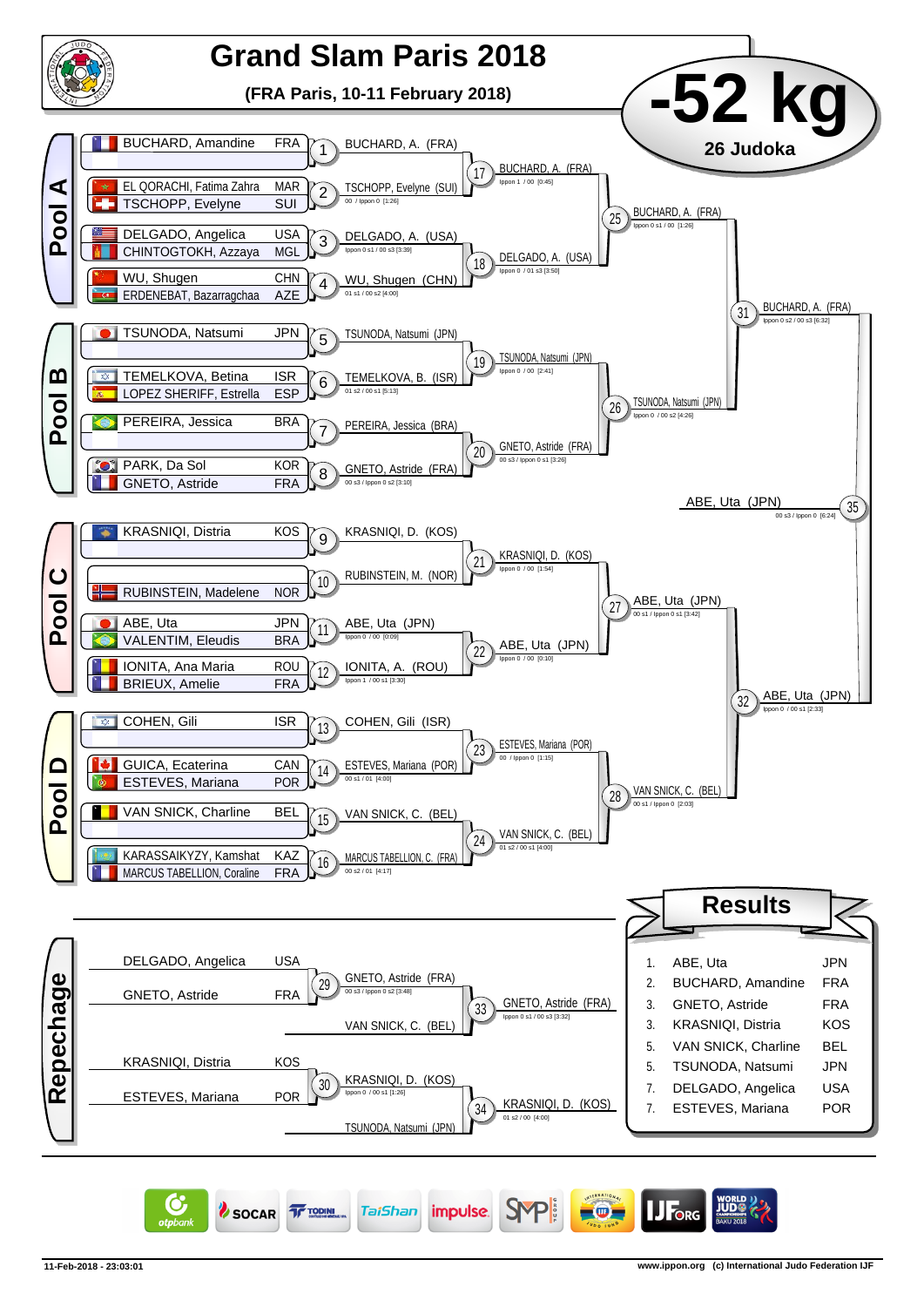# Grand Slam Paris 2018

**(FRA Paris, 10-11 February 2018)**

# -52 kg

**26 Judoka**

## Pool A

| Athlete | Country |
|---|---|
| BUCHARD, Amandine | FRA |
| EL QORACHI, Fatima Zahra | MAR |
| TSCHOPP, Evelyne | SUI |
| DELGADO, Angelica | USA |
| CHINTOGTOKH, Azzaya | MGL |
| WU, Shugen | CHN |
| ERDENEBAT, Bazarragchaa | AZE |

| Contest | Winner | Score |
|---|---|---|
| 1 | BUCHARD, A. (FRA) | |
| 2 | TSCHOPP, Evelyne (SUI) | 00 / Ippon 0 [1:26] |
| 3 | DELGADO, A. (USA) | Ippon 0 s1 / 00 s3 [3:39] |
| 4 | WU, Shugen (CHN) | 01 s1 / 00 s2 [4:00] |
| 17 | BUCHARD, A. (FRA) | Ippon 1 / 00 [0:45] |
| 18 | DELGADO, A. (USA) | Ippon 0 / 01 s3 [3:50] |
| 25 | BUCHARD, A. (FRA) | Ippon 0 s1 / 00 [1:26] |

## Pool B

| Athlete | Country |
|---|---|
| TSUNODA, Natsumi | JPN |
| TEMELKOVA, Betina | ISR |
| LOPEZ SHERIFF, Estrella | ESP |
| PEREIRA, Jessica | BRA |
| PARK, Da Sol | KOR |
| GNETO, Astride | FRA |

| Contest | Winner | Score |
|---|---|---|
| 5 | TSUNODA, Natsumi (JPN) | |
| 6 | TEMELKOVA, B. (ISR) | 01 s2 / 00 s1 [5:13] |
| 7 | PEREIRA, Jessica (BRA) | |
| 8 | GNETO, Astride (FRA) | 00 s3 / Ippon 0 s2 [3:10] |
| 19 | TSUNODA, Natsumi (JPN) | Ippon 0 / 00 [2:41] |
| 20 | GNETO, Astride (FRA) | 00 s3 / Ippon 0 s1 [3:26] |
| 26 | TSUNODA, Natsumi (JPN) | Ippon 0 / 00 s2 [4:26] |
| 31 | BUCHARD, A. (FRA) | Ippon 0 s2 / 00 s3 [6:32] |

## Pool C

| Athlete | Country |
|---|---|
| KRASNIQI, Distria | KOS |
| RUBINSTEIN, Madelene | NOR |
| ABE, Uta | JPN |
| VALENTIM, Eleudis | BRA |
| IONITA, Ana Maria | ROU |
| BRIEUX, Amelie | FRA |

| Contest | Winner | Score |
|---|---|---|
| 9 | KRASNIQI, D. (KOS) | |
| 10 | RUBINSTEIN, M. (NOR) | |
| 11 | ABE, Uta (JPN) | Ippon 0 / 00 [0:09] |
| 12 | IONITA, A. (ROU) | Ippon 1 / 00 s1 [3:30] |
| 21 | KRASNIQI, D. (KOS) | Ippon 0 / 00 [1:54] |
| 22 | ABE, Uta (JPN) | Ippon 0 / 00 [0:10] |
| 27 | ABE, Uta (JPN) | 00 s1 / Ippon 0 s1 [3:42] |

## Pool D

| Athlete | Country |
|---|---|
| COHEN, Gili | ISR |
| GUICA, Ecaterina | CAN |
| ESTEVES, Mariana | POR |
| VAN SNICK, Charline | BEL |
| KARASSAIKYZY, Kamshat | KAZ |
| MARCUS TABELLION, Coraline | FRA |

| Contest | Winner | Score |
|---|---|---|
| 13 | COHEN, Gili (ISR) | |
| 14 | ESTEVES, Mariana (POR) | 00 s1 / 01 [4:00] |
| 15 | VAN SNICK, C. (BEL) | |
| 16 | MARCUS TABELLION, C. (FRA) | 00 s2 / 01 [4:17] |
| 23 | ESTEVES, Mariana (POR) | 00 / Ippon 0 [1:15] |
| 24 | VAN SNICK, C. (BEL) | 01 s2 / 00 s1 [4:00] |
| 28 | VAN SNICK, C. (BEL) | 00 s1 / Ippon 0 [2:03] |
| 32 | ABE, Uta (JPN) | Ippon 0 / 00 s1 [2:33] |

## Final

| Contest | Winner | Score |
|---|---|---|
| 35 | ABE, Uta (JPN) | 00 s3 / Ippon 0 [6:24] |

## Repechage

| Contest | Athletes | Winner | Score |
|---|---|---|---|
| 29 | DELGADO, Angelica (USA) vs GNETO, Astride (FRA) | GNETO, Astride (FRA) | 00 s3 / Ippon 0 s2 [3:48] |
| 33 | GNETO, Astride (FRA) vs VAN SNICK, C. (BEL) | GNETO, Astride (FRA) | Ippon 0 s1 / 00 s3 [3:32] |
| 30 | KRASNIQI, Distria (KOS) vs ESTEVES, Mariana (POR) | KRASNIQI, D. (KOS) | Ippon 0 / 00 s1 [1:26] |
| 34 | KRASNIQI, D. (KOS) vs TSUNODA, Natsumi (JPN) | KRASNIQI, D. (KOS) | 01 s2 / 00 [4:00] |

## Results

| Rank | Name | Country |
|---|---|---|
| 1. | ABE, Uta | JPN |
| 2. | BUCHARD, Amandine | FRA |
| 3. | GNETO, Astride | FRA |
| 3. | KRASNIQI, Distria | KOS |
| 5. | VAN SNICK, Charline | BEL |
| 5. | TSUNODA, Natsumi | JPN |
| 7. | DELGADO, Angelica | USA |
| 7. | ESTEVES, Mariana | POR |

11-Feb-2018 - 23:03:01

www.ippon.org (c) International Judo Federation IJF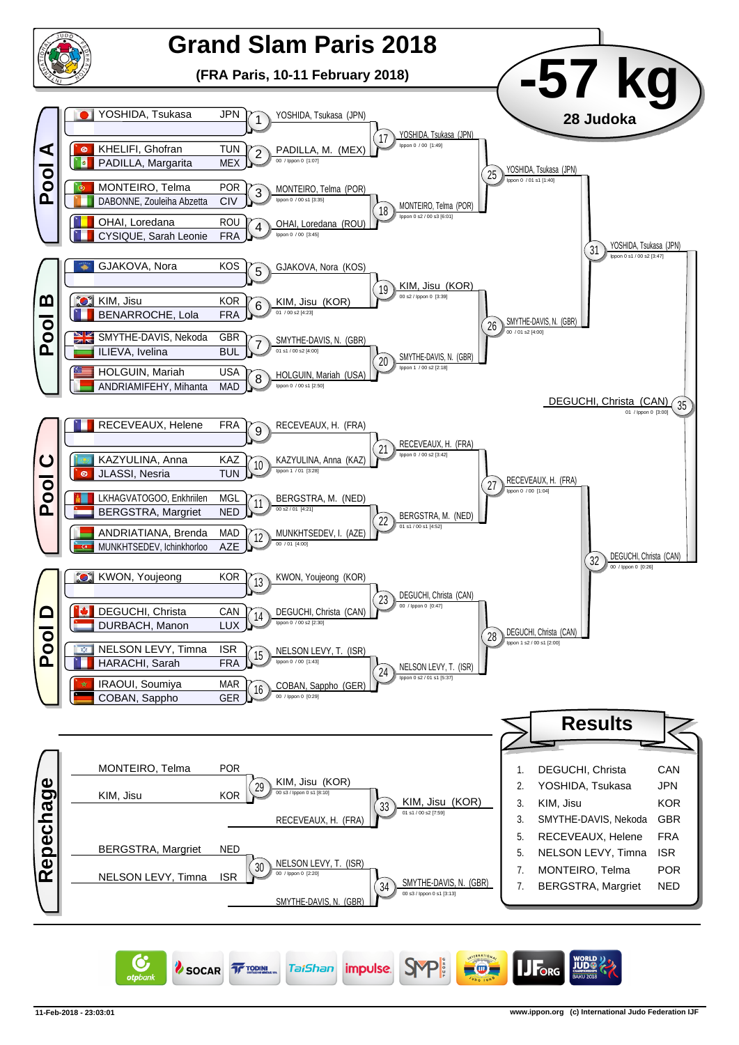# Grand Slam Paris 2018

**(FRA Paris, 10-11 February 2018)**

# -57 kg

**28 Judoka**

## Pool A

| Athlete | Country | Match | Winner | Score |
|---|---|---|---|---|
| YOSHIDA, Tsukasa | JPN | 1 | YOSHIDA, Tsukasa (JPN) | |
| KHELIFI, Ghofran / PADILLA, Margarita | TUN / MEX | 2 | PADILLA, M. (MEX) | 00 / Ippon 0 [1:07] |
| MONTEIRO, Telma / DABONNE, Zouleiha Abzetta | POR / CIV | 3 | MONTEIRO, Telma (POR) | Ippon 0 / 00 s1 [3:35] |
| OHAI, Loredana / CYSIQUE, Sarah Leonie | ROU / FRA | 4 | OHAI, Loredana (ROU) | Ippon 0 / 00 [3:45] |

- 17: YOSHIDA, Tsukasa (JPN) — Ippon 0 / 00 [1:49]
- 18: MONTEIRO, Telma (POR) — Ippon 0 s2 / 00 s3 [6:01]
- 25: YOSHIDA, Tsukasa (JPN) — Ippon 0 / 01 s1 [1:40]

## Pool B

| Athlete | Country | Match | Winner | Score |
|---|---|---|---|---|
| GJAKOVA, Nora | KOS | 5 | GJAKOVA, Nora (KOS) | |
| KIM, Jisu / BENARROCHE, Lola | KOR / FRA | 6 | KIM, Jisu (KOR) | 01 / 00 s2 [4:23] |
| SMYTHE-DAVIS, Nekoda / ILIEVA, Ivelina | GBR / BUL | 7 | SMYTHE-DAVIS, N. (GBR) | 01 s1 / 00 s2 [4:00] |
| HOLGUIN, Mariah / ANDRIAMIFEHY, Mihanta | USA / MAD | 8 | HOLGUIN, Mariah (USA) | Ippon 0 / 00 s1 [2:50] |

- 19: KIM, Jisu (KOR) — 00 s2 / Ippon 0 [3:39]
- 20: SMYTHE-DAVIS, N. (GBR) — Ippon 1 / 00 s2 [2:18]
- 26: SMYTHE-DAVIS, N. (GBR) — 00 / 01 s2 [4:00]
- 31: YOSHIDA, Tsukasa (JPN) — Ippon 0 s1 / 00 s2 [3:47]

## Pool C

| Athlete | Country | Match | Winner | Score |
|---|---|---|---|---|
| RECEVEAUX, Helene | FRA | 9 | RECEVEAUX, H. (FRA) | |
| KAZYULINA, Anna / JLASSI, Nesria | KAZ / TUN | 10 | KAZYULINA, Anna (KAZ) | Ippon 1 / 01 [3:28] |
| LKHAGVATOGOO, Enkhriilen / BERGSTRA, Margriet | MGL / NED | 11 | BERGSTRA, M. (NED) | 00 s2 / 01 [4:21] |
| ANDRIATIANA, Brenda / MUNKHTSEDEV, Ichinkhorloo | MAD / AZE | 12 | MUNKHTSEDEV, I. (AZE) | 00 / 01 [4:00] |

- 21: RECEVEAUX, H. (FRA) — Ippon 0 / 00 s2 [3:42]
- 22: BERGSTRA, M. (NED) — 01 s1 / 00 s1 [4:52]
- 27: RECEVEAUX, H. (FRA) — Ippon 0 / 00 [1:04]

## Pool D

| Athlete | Country | Match | Winner | Score |
|---|---|---|---|---|
| KWON, Youjeong | KOR | 13 | KWON, Youjeong (KOR) | |
| DEGUCHI, Christa / DURBACH, Manon | CAN / LUX | 14 | DEGUCHI, Christa (CAN) | Ippon 0 / 00 s2 [2:30] |
| NELSON LEVY, Timna / HARACHI, Sarah | ISR / FRA | 15 | NELSON LEVY, T. (ISR) | Ippon 0 / 00 [1:43] |
| IRAOUI, Soumiya / COBAN, Sappho | MAR / GER | 16 | COBAN, Sappho (GER) | 00 / Ippon 0 [0:29] |

- 23: DEGUCHI, Christa (CAN) — 00 / Ippon 0 [0:47]
- 24: NELSON LEVY, T. (ISR) — Ippon 0 s2 / 01 s1 [5:37]
- 28: DEGUCHI, Christa (CAN) — Ippon 1 s2 / 00 s1 [2:00]
- 32: DEGUCHI, Christa (CAN) — 00 / Ippon 0 [0:26]

## Final

- 35: DEGUCHI, Christa (CAN) — 01 / Ippon 0 [3:00]

## Repechage

- 29: MONTEIRO, Telma (POR) vs KIM, Jisu (KOR) — KIM, Jisu (KOR) — 00 s3 / Ippon 0 s1 [8:10]
- 30: BERGSTRA, Margriet (NED) vs NELSON LEVY, Timna (ISR) — NELSON LEVY, T. (ISR) — 00 / Ippon 0 [2:20]
- 33: KIM, Jisu (KOR) vs RECEVEAUX, H. (FRA) — KIM, Jisu (KOR) — 01 s1 / 00 s2 [7:59]
- 34: NELSON LEVY, T. (ISR) vs SMYTHE-DAVIS, N. (GBR) — SMYTHE-DAVIS, N. (GBR) — 00 s3 / Ippon 0 s1 [3:13]

## Results

| Rank | Name | Country |
|---|---|---|
| 1. | DEGUCHI, Christa | CAN |
| 2. | YOSHIDA, Tsukasa | JPN |
| 3. | KIM, Jisu | KOR |
| 3. | SMYTHE-DAVIS, Nekoda | GBR |
| 5. | RECEVEAUX, Helene | FRA |
| 5. | NELSON LEVY, Timna | ISR |
| 7. | MONTEIRO, Telma | POR |
| 7. | BERGSTRA, Margriet | NED |

11-Feb-2018 - 23:03:01 — www.ippon.org (c) International Judo Federation IJF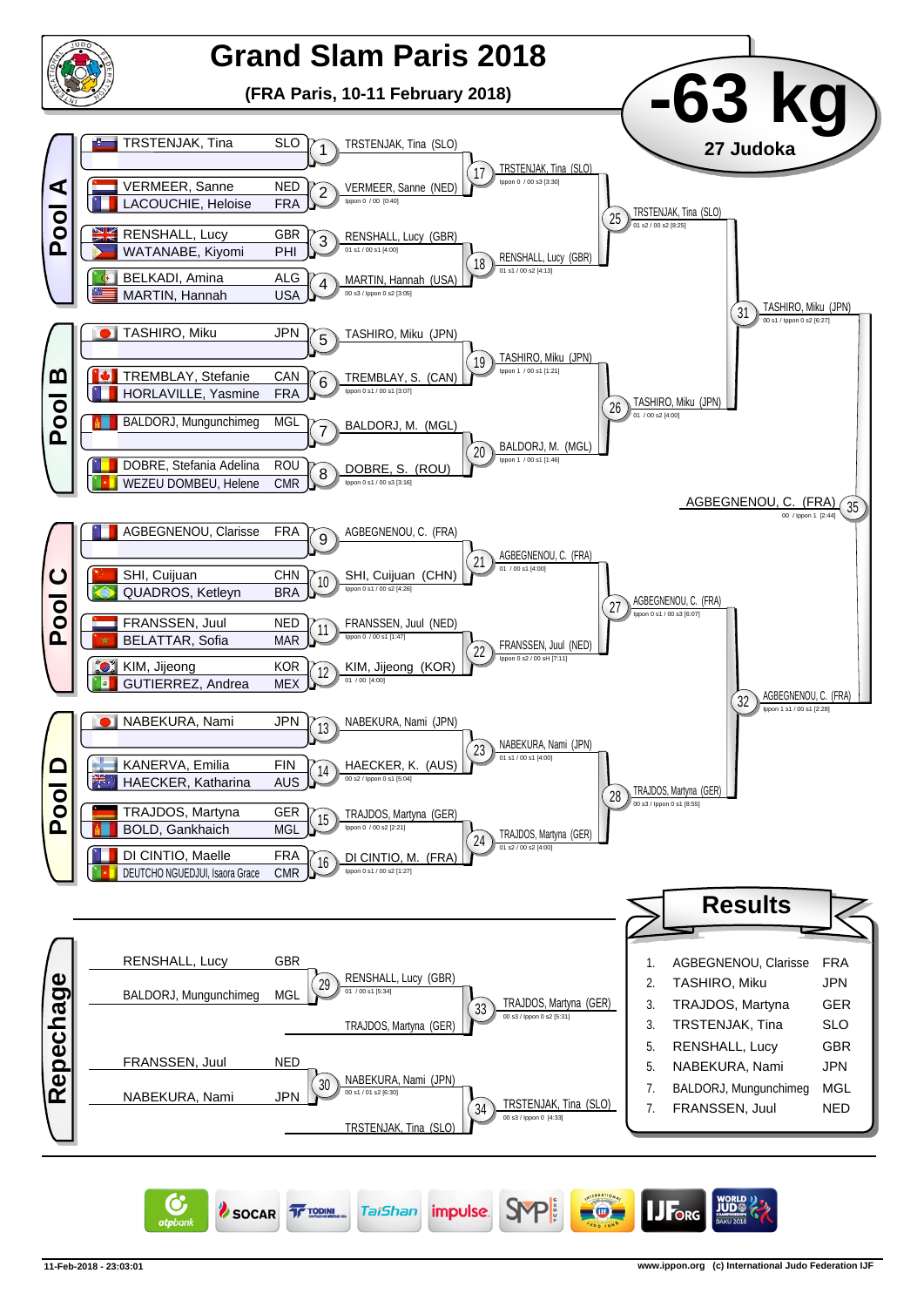# Grand Slam Paris 2018

**(FRA Paris, 10-11 February 2018)**

## -63 kg

**27 Judoka**

## Pool A

| Athlete | Country |
|---|---|
| TRSTENJAK, Tina | SLO |
| VERMEER, Sanne | NED |
| LACOUCHIE, Heloise | FRA |
| RENSHALL, Lucy | GBR |
| WATANABE, Kiyomi | PHI |
| BELKADI, Amina | ALG |
| MARTIN, Hannah | USA |

- 1: TRSTENJAK, Tina (SLO)
- 2: VERMEER, Sanne (NED) — Ippon 0 / 00 [0:40]
- 3: RENSHALL, Lucy (GBR) — 01 s1 / 00 s1 [4:00]
- 4: MARTIN, Hannah (USA) — 00 s3 / Ippon 0 s2 [3:05]
- 17: TRSTENJAK, Tina (SLO) — Ippon 0 / 00 s3 [3:30]
- 18: RENSHALL, Lucy (GBR) — 01 s1 / 00 s2 [4:13]
- 25: TRSTENJAK, Tina (SLO) — 01 s2 / 00 s2 [8:25]

## Pool B

| Athlete | Country |
|---|---|
| TASHIRO, Miku | JPN |
| TREMBLAY, Stefanie | CAN |
| HORLAVILLE, Yasmine | FRA |
| BALDORJ, Mungunchimeg | MGL |
| DOBRE, Stefania Adelina | ROU |
| WEZEU DOMBEU, Helene | CMR |

- 5: TASHIRO, Miku (JPN)
- 6: TREMBLAY, S. (CAN) — Ippon 0 s1 / 00 s1 [3:07]
- 7: BALDORJ, M. (MGL)
- 8: DOBRE, S. (ROU) — Ippon 0 s1 / 00 s3 [3:16]
- 19: TASHIRO, Miku (JPN) — Ippon 1 / 00 s1 [1:21]
- 20: BALDORJ, M. (MGL) — Ippon 1 / 00 s1 [1:46]
- 26: TASHIRO, Miku (JPN) — 01 / 00 s2 [4:00]
- 31: TASHIRO, Miku (JPN) — 00 s1 / Ippon 0 s2 [6:27]

## Pool C

| Athlete | Country |
|---|---|
| AGBEGNENOU, Clarisse | FRA |
| SHI, Cuijuan | CHN |
| QUADROS, Ketleyn | BRA |
| FRANSSEN, Juul | NED |
| BELATTAR, Sofia | MAR |
| KIM, Jijeong | KOR |
| GUTIERREZ, Andrea | MEX |

- 9: AGBEGNENOU, C. (FRA)
- 10: SHI, Cuijuan (CHN) — Ippon 0 s1 / 00 s2 [4:26]
- 11: FRANSSEN, Juul (NED) — Ippon 0 / 00 s1 [1:47]
- 12: KIM, Jijeong (KOR) — 01 / 00 [4:00]
- 21: AGBEGNENOU, C. (FRA) — 01 / 00 s1 [4:00]
- 22: FRANSSEN, Juul (NED) — Ippon 0 s2 / 00 sH [7:11]
- 27: AGBEGNENOU, C. (FRA) — Ippon 0 s1 / 00 s3 [6:07]

## Pool D

| Athlete | Country |
|---|---|
| NABEKURA, Nami | JPN |
| KANERVA, Emilia | FIN |
| HAECKER, Katharina | AUS |
| TRAJDOS, Martyna | GER |
| BOLD, Gankhaich | MGL |
| DI CINTIO, Maelle | FRA |
| DEUTCHO NGUEDJUI, Isaora Grace | CMR |

- 13: NABEKURA, Nami (JPN)
- 14: HAECKER, K. (AUS) — 00 s2 / Ippon 0 s1 [5:04]
- 15: TRAJDOS, Martyna (GER) — Ippon 0 / 00 s2 [2:21]
- 16: DI CINTIO, M. (FRA) — Ippon 0 s1 / 00 s2 [1:27]
- 23: NABEKURA, Nami (JPN) — 01 s1 / 00 s1 [4:00]
- 24: TRAJDOS, Martyna (GER) — 01 s2 / 00 s2 [4:00]
- 28: TRAJDOS, Martyna (GER) — 00 s3 / Ippon 0 s1 [8:55]
- 32: AGBEGNENOU, C. (FRA) — Ippon 1 s1 / 00 s1 [2:28]

## Final

- 35: AGBEGNENOU, C. (FRA) — 00 / Ippon 1 [2:44]

## Repechage

- 29: RENSHALL, Lucy (GBR) vs BALDORJ, Mungunchimeg (MGL) → RENSHALL, Lucy (GBR) — 01 / 00 s1 [5:34]
- 30: FRANSSEN, Juul (NED) vs NABEKURA, Nami (JPN) → NABEKURA, Nami (JPN) — 00 s1 / 01 s2 [6:30]
- 33: RENSHALL, Lucy (GBR) vs TRAJDOS, Martyna (GER) → TRAJDOS, Martyna (GER) — 00 s3 / Ippon 0 s2 [5:31]
- 34: NABEKURA, Nami (JPN) vs TRSTENJAK, Tina (SLO) → TRSTENJAK, Tina (SLO) — 00 s3 / Ippon 0 [4:33]

## Results

| Rank | Athlete | Country |
|---|---|---|
| 1. | AGBEGNENOU, Clarisse | FRA |
| 2. | TASHIRO, Miku | JPN |
| 3. | TRAJDOS, Martyna | GER |
| 3. | TRSTENJAK, Tina | SLO |
| 5. | RENSHALL, Lucy | GBR |
| 5. | NABEKURA, Nami | JPN |
| 7. | BALDORJ, Mungunchimeg | MGL |
| 7. | FRANSSEN, Juul | NED |

11-Feb-2018 - 23:03:01 www.ippon.org (c) International Judo Federation IJF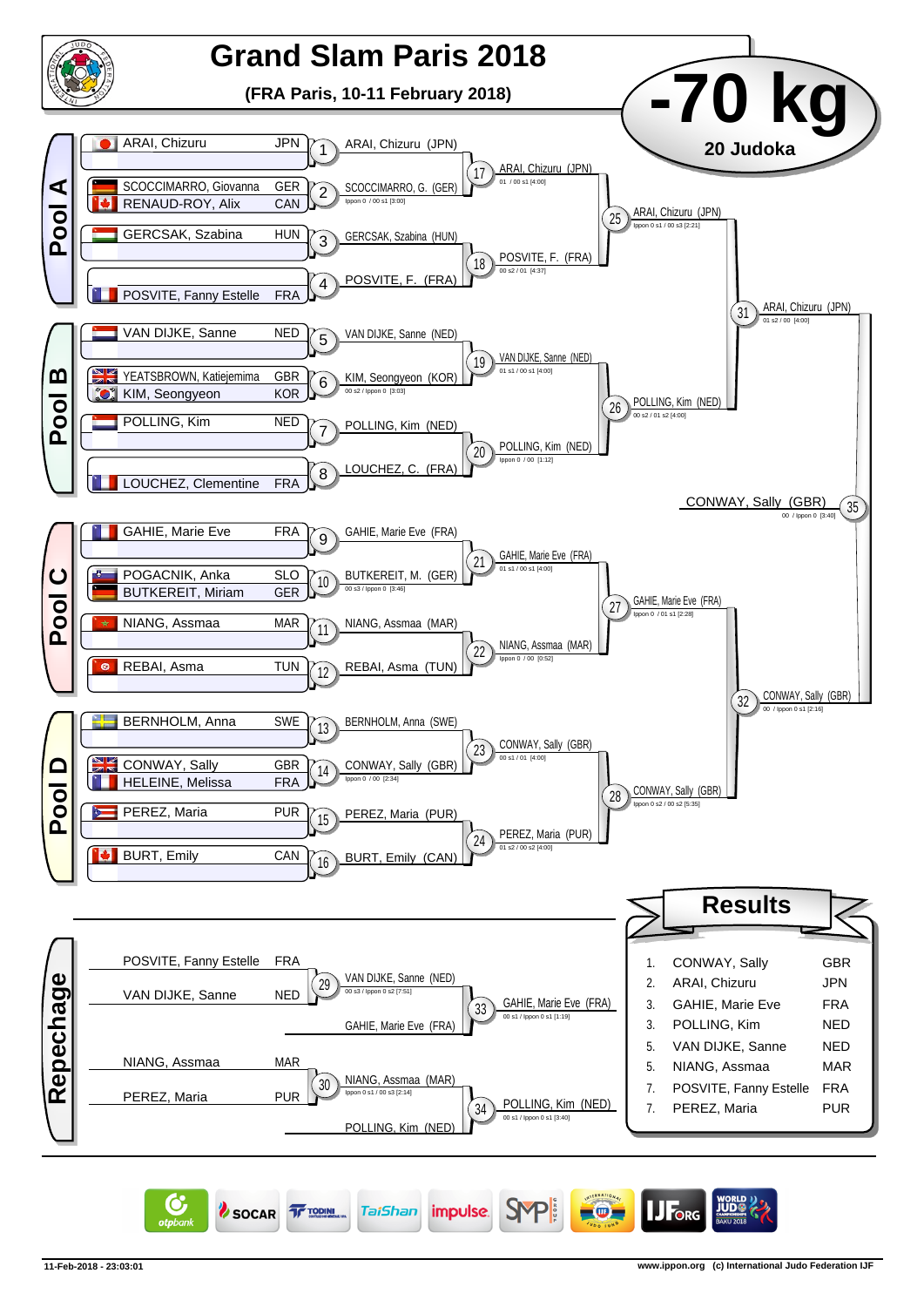# Grand Slam Paris 2018

**(FRA Paris, 10-11 February 2018)**

## -70 kg

**20 Judoka**

### Pool A

| Competitor | Country |
|---|---|
| ARAI, Chizuru | JPN |
| SCOCCIMARRO, Giovanna | GER |
| RENAUD-ROY, Alix | CAN |
| GERCSAK, Szabina | HUN |
| POSVITE, Fanny Estelle | FRA |

- 1: ARAI, Chizuru (JPN)
- 2: SCOCCIMARRO, G. (GER) — Ippon 0 / 00 s1 [3:00]
- 3: GERCSAK, Szabina (HUN)
- 4: POSVITE, F. (FRA)
- 17: ARAI, Chizuru (JPN) — 01 / 00 s1 [4:00]
- 18: POSVITE, F. (FRA) — 00 s2 / 01 [4:37]
- 25: ARAI, Chizuru (JPN) — Ippon 0 s1 / 00 s3 [2:21]

### Pool B

| Competitor | Country |
|---|---|
| VAN DIJKE, Sanne | NED |
| YEATSBROWN, Katiejemima | GBR |
| KIM, Seongyeon | KOR |
| POLLING, Kim | NED |
| LOUCHEZ, Clementine | FRA |

- 5: VAN DIJKE, Sanne (NED)
- 6: KIM, Seongyeon (KOR) — 00 s2 / Ippon 0 [3:03]
- 7: POLLING, Kim (NED)
- 8: LOUCHEZ, C. (FRA)
- 19: VAN DIJKE, Sanne (NED) — 01 s1 / 00 s1 [4:00]
- 20: POLLING, Kim (NED) — Ippon 0 / 00 [1:12]
- 26: POLLING, Kim (NED) — 00 s2 / 01 s2 [4:00]
- 31: ARAI, Chizuru (JPN) — 01 s2 / 00 [4:00]

### Pool C

| Competitor | Country |
|---|---|
| GAHIE, Marie Eve | FRA |
| POGACNIK, Anka | SLO |
| BUTKEREIT, Miriam | GER |
| NIANG, Assmaa | MAR |
| REBAI, Asma | TUN |

- 9: GAHIE, Marie Eve (FRA)
- 10: BUTKEREIT, M. (GER) — 00 s3 / Ippon 0 [3:46]
- 11: NIANG, Assmaa (MAR)
- 12: REBAI, Asma (TUN)
- 21: GAHIE, Marie Eve (FRA) — 01 s1 / 00 s1 [4:00]
- 22: NIANG, Assmaa (MAR) — Ippon 0 / 00 [0:52]
- 27: GAHIE, Marie Eve (FRA) — Ippon 0 / 01 s1 [2:28]

### Pool D

| Competitor | Country |
|---|---|
| BERNHOLM, Anna | SWE |
| CONWAY, Sally | GBR |
| HELEINE, Melissa | FRA |
| PEREZ, Maria | PUR |
| BURT, Emily | CAN |

- 13: BERNHOLM, Anna (SWE)
- 14: CONWAY, Sally (GBR) — Ippon 0 / 00 [2:34]
- 15: PEREZ, Maria (PUR)
- 16: BURT, Emily (CAN)
- 23: CONWAY, Sally (GBR) — 00 s1 / 01 [4:00]
- 24: PEREZ, Maria (PUR) — 01 s2 / 00 s2 [4:00]
- 28: CONWAY, Sally (GBR) — Ippon 0 s2 / 00 s2 [5:35]
- 32: CONWAY, Sally (GBR) — 00 / Ippon 0 s1 [2:16]

### Final

- 35: CONWAY, Sally (GBR) — 00 / Ippon 0 [3:40]

### Repechage

- 29: POSVITE, Fanny Estelle (FRA) vs VAN DIJKE, Sanne (NED) → VAN DIJKE, Sanne (NED) — 00 s3 / Ippon 0 s2 [7:51]
- 33: VAN DIJKE, Sanne (NED) vs GAHIE, Marie Eve (FRA) → GAHIE, Marie Eve (FRA) — 00 s1 / Ippon 0 s1 [1:19]
- 30: NIANG, Assmaa (MAR) vs PEREZ, Maria (PUR) → NIANG, Assmaa (MAR) — Ippon 0 s1 / 00 s3 [2:14]
- 34: NIANG, Assmaa (MAR) vs POLLING, Kim (NED) → POLLING, Kim (NED) — 00 s1 / Ippon 0 s1 [3:40]

### Results

| Place | Name | Country |
|---|---|---|
| 1. | CONWAY, Sally | GBR |
| 2. | ARAI, Chizuru | JPN |
| 3. | GAHIE, Marie Eve | FRA |
| 3. | POLLING, Kim | NED |
| 5. | VAN DIJKE, Sanne | NED |
| 5. | NIANG, Assmaa | MAR |
| 7. | POSVITE, Fanny Estelle | FRA |
| 7. | PEREZ, Maria | PUR |

11-Feb-2018 - 23:03:01

www.ippon.org (c) International Judo Federation IJF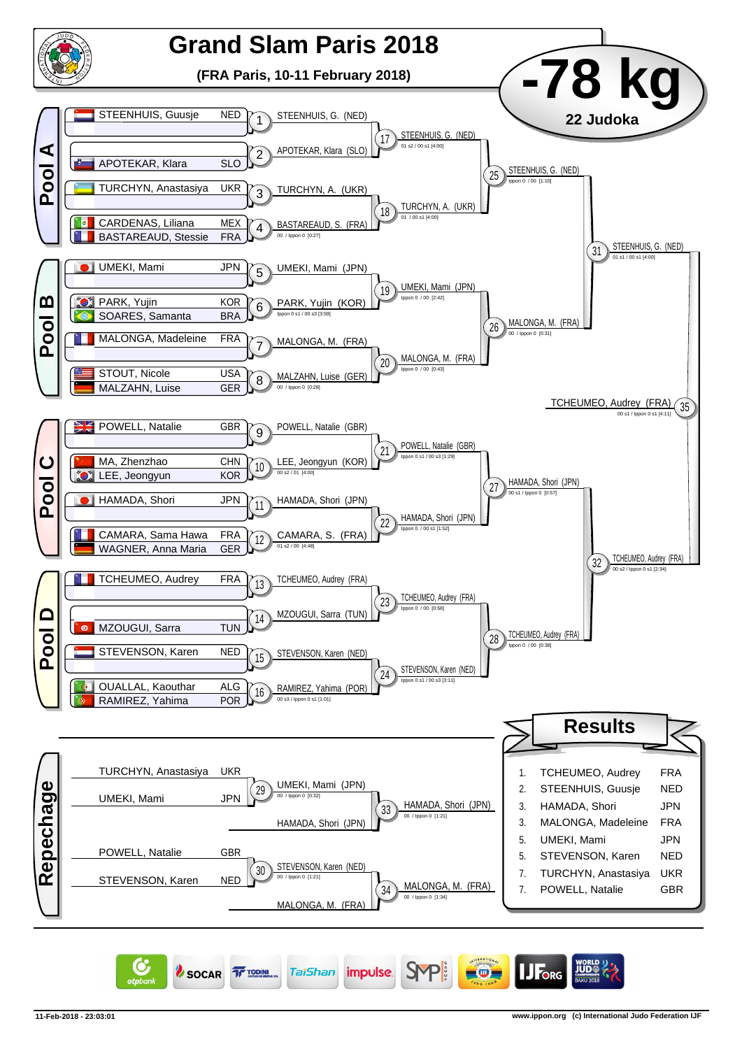# Grand Slam Paris 2018

**(FRA Paris, 10-11 February 2018)**

# -78 kg

**22 Judoka**

## Pool A

| Athlete | Nation |
|---|---|
| STEENHUIS, Guusje | NED |
| APOTEKAR, Klara | SLO |
| TURCHYN, Anastasiya | UKR |
| CARDENAS, Liliana | MEX |
| BASTAREAUD, Stessie | FRA |

- 1: STEENHUIS, G. (NED)
- 2: APOTEKAR, Klara (SLO)
- 3: TURCHYN, A. (UKR)
- 4: BASTAREAUD, S. (FRA) — 00 / Ippon 0 [0:27]
- 17: STEENHUIS, G. (NED) — 01 s2 / 00 s1 [4:00]
- 18: TURCHYN, A. (UKR) — 01 / 00 s1 [4:00]
- 25: STEENHUIS, G. (NED) — Ippon 0 / 00 [1:10]

## Pool B

| Athlete | Nation |
|---|---|
| UMEKI, Mami | JPN |
| PARK, Yujin | KOR |
| SOARES, Samanta | BRA |
| MALONGA, Madeleine | FRA |
| STOUT, Nicole | USA |
| MALZAHN, Luise | GER |

- 5: UMEKI, Mami (JPN)
- 6: PARK, Yujin (KOR) — Ippon 0 s1 / 00 s3 [3:59]
- 7: MALONGA, M. (FRA)
- 8: MALZAHN, Luise (GER) — 00 / Ippon 0 [0:28]
- 19: UMEKI, Mami (JPN) — Ippon 0 / 00 [2:42]
- 20: MALONGA, M. (FRA) — Ippon 0 / 00 [0:43]
- 26: MALONGA, M. (FRA) — 00 / Ippon 0 [0:31]

- 31: STEENHUIS, G. (NED) — 01 s1 / 00 s1 [4:00]

## Pool C

| Athlete | Nation |
|---|---|
| POWELL, Natalie | GBR |
| MA, Zhenzhao | CHN |
| LEE, Jeongyun | KOR |
| HAMADA, Shori | JPN |
| CAMARA, Sama Hawa | FRA |
| WAGNER, Anna Maria | GER |

- 9: POWELL, Natalie (GBR)
- 10: LEE, Jeongyun (KOR) — 00 s2 / 01 [4:00]
- 11: HAMADA, Shori (JPN)
- 12: CAMARA, S. (FRA) — 01 s2 / 00 [4:48]
- 21: POWELL, Natalie (GBR) — Ippon 0 s1 / 00 s3 [1:29]
- 22: HAMADA, Shori (JPN) — Ippon 0 / 00 s1 [1:52]
- 27: HAMADA, Shori (JPN) — 00 s1 / Ippon 0 [0:57]

## Pool D

| Athlete | Nation |
|---|---|
| TCHEUMEO, Audrey | FRA |
| MZOUGUI, Sarra | TUN |
| STEVENSON, Karen | NED |
| OUALLAL, Kaouthar | ALG |
| RAMIREZ, Yahima | POR |

- 13: TCHEUMEO, Audrey (FRA)
- 14: MZOUGUI, Sarra (TUN)
- 15: STEVENSON, Karen (NED)
- 16: RAMIREZ, Yahima (POR) — 00 s3 / Ippon 0 s1 [1:01]
- 23: TCHEUMEO, Audrey (FRA) — Ippon 0 / 00 [0:58]
- 24: STEVENSON, Karen (NED) — Ippon 0 s1 / 00 s3 [3:11]
- 28: TCHEUMEO, Audrey (FRA) — Ippon 0 / 00 [0:38]

- 32: TCHEUMEO, Audrey (FRA) — 00 s2 / Ippon 0 s1 [2:34]

**Final**
- 35: TCHEUMEO, Audrey (FRA) — 00 s1 / Ippon 0 s1 [4:11]

## Repechage

- 29: TURCHYN, Anastasiya (UKR) vs UMEKI, Mami (JPN) — UMEKI, Mami (JPN) — 00 / Ippon 0 [0:32]
- 33: UMEKI, Mami (JPN) vs HAMADA, Shori (JPN) — HAMADA, Shori (JPN) — 00 / Ippon 0 [1:21]
- 30: POWELL, Natalie (GBR) vs STEVENSON, Karen (NED) — STEVENSON, Karen (NED) — 00 / Ippon 0 [1:21]
- 34: STEVENSON, Karen (NED) vs MALONGA, M. (FRA) — MALONGA, M. (FRA) — 00 / Ippon 0 [1:34]

## Results

| Rank | Athlete | Nation |
|---|---|---|
| 1. | TCHEUMEO, Audrey | FRA |
| 2. | STEENHUIS, Guusje | NED |
| 3. | HAMADA, Shori | JPN |
| 3. | MALONGA, Madeleine | FRA |
| 5. | UMEKI, Mami | JPN |
| 5. | STEVENSON, Karen | NED |
| 7. | TURCHYN, Anastasiya | UKR |
| 7. | POWELL, Natalie | GBR |

11-Feb-2018 - 23:03:01 — www.ippon.org (c) International Judo Federation IJF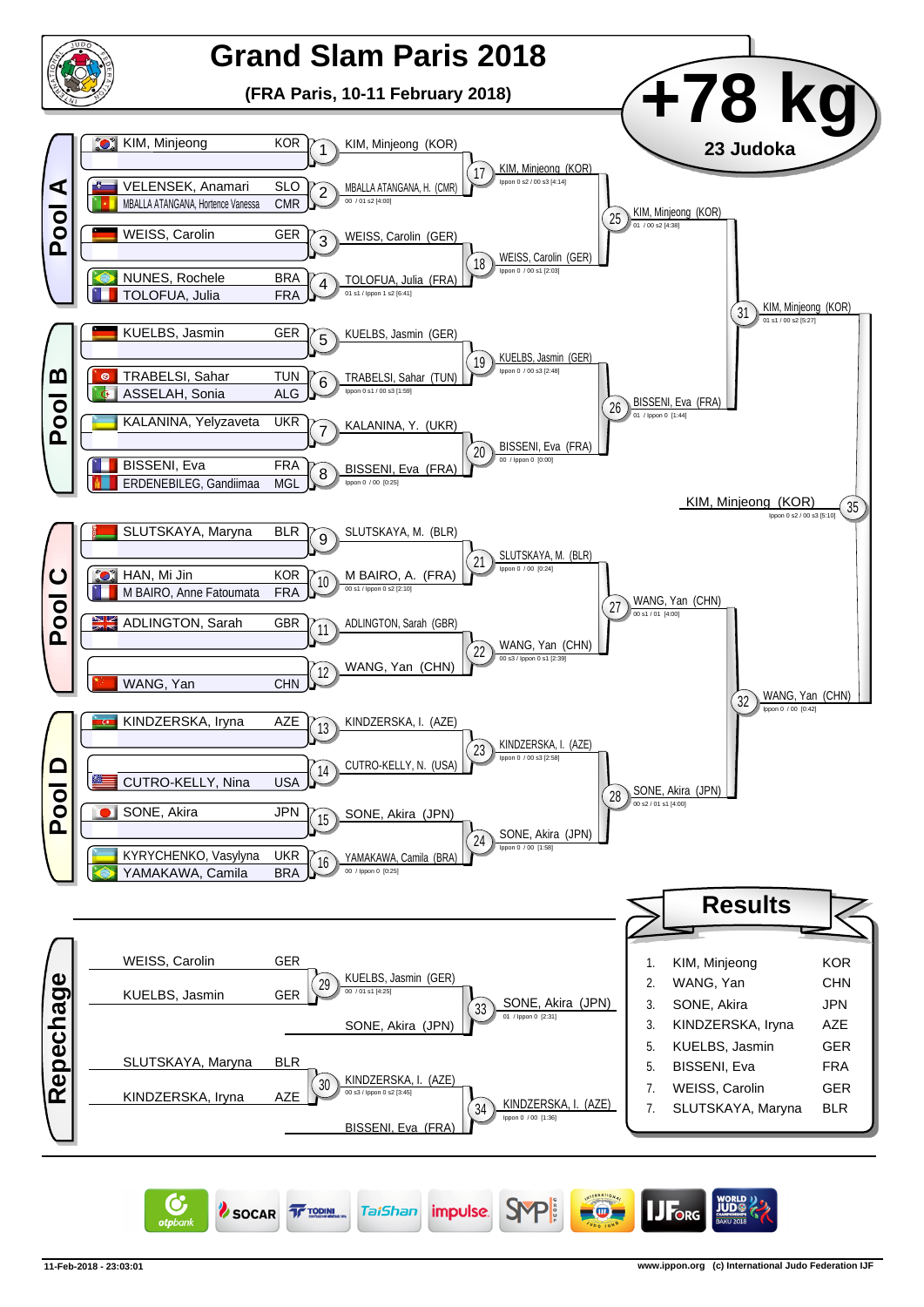# Grand Slam Paris 2018

**(FRA Paris, 10-11 February 2018)**

# +78 kg

**23 Judoka**

## Pool A

| Athlete | Nation |
|---|---|
| KIM, Minjeong | KOR |
| VELENSEK, Anamari | SLO |
| MBALLA ATANGANA, Hortence Vanessa | CMR |
| WEISS, Carolin | GER |
| NUNES, Rochele | BRA |
| TOLOFUA, Julia | FRA |

1 KIM, Minjeong (KOR)

2 MBALLA ATANGANA, H. (CMR) — 00 / 01 s2 [4:00]

3 WEISS, Carolin (GER)

4 TOLOFUA, Julia (FRA) — 01 s1 / Ippon 1 s2 [6:41]

17 KIM, Minjeong (KOR) — Ippon 0 s2 / 00 s3 [4:14]

18 WEISS, Carolin (GER) — Ippon 0 / 00 s1 [2:03]

25 KIM, Minjeong (KOR) — 01 / 00 s2 [4:38]

## Pool B

| Athlete | Nation |
|---|---|
| KUELBS, Jasmin | GER |
| TRABELSI, Sahar | TUN |
| ASSELAH, Sonia | ALG |
| KALANINA, Yelyzaveta | UKR |
| BISSENI, Eva | FRA |
| ERDENEBILEG, Gandiimaa | MGL |

5 KUELBS, Jasmin (GER)

6 TRABELSI, Sahar (TUN) — Ippon 0 s1 / 00 s3 [1:59]

7 KALANINA, Y. (UKR)

8 BISSENI, Eva (FRA) — Ippon 0 / 00 [0:25]

19 KUELBS, Jasmin (GER) — Ippon 0 / 00 s3 [2:48]

20 BISSENI, Eva (FRA) — 00 / Ippon 0 [0:00]

26 BISSENI, Eva (FRA) — 01 / Ippon 0 [1:44]

31 KIM, Minjeong (KOR) — 01 s1 / 00 s2 [5:27]

35 KIM, Minjeong (KOR) — Ippon 0 s2 / 00 s3 [5:10]

## Pool C

| Athlete | Nation |
|---|---|
| SLUTSKAYA, Maryna | BLR |
| HAN, Mi Jin | KOR |
| M BAIRO, Anne Fatoumata | FRA |
| ADLINGTON, Sarah | GBR |
| WANG, Yan | CHN |

9 SLUTSKAYA, M. (BLR)

10 M BAIRO, A. (FRA) — 00 s1 / Ippon 0 s2 [2:10]

11 ADLINGTON, Sarah (GBR)

12 WANG, Yan (CHN)

21 SLUTSKAYA, M. (BLR) — Ippon 0 / 00 [0:24]

22 WANG, Yan (CHN) — 00 s3 / Ippon 0 s1 [2:39]

27 WANG, Yan (CHN) — 00 s1 / 01 [4:00]

## Pool D

| Athlete | Nation |
|---|---|
| KINDZERSKA, Iryna | AZE |
| CUTRO-KELLY, Nina | USA |
| SONE, Akira | JPN |
| KYRYCHENKO, Vasylyna | UKR |
| YAMAKAWA, Camila | BRA |

13 KINDZERSKA, I. (AZE)

14 CUTRO-KELLY, N. (USA)

15 SONE, Akira (JPN)

16 YAMAKAWA, Camila (BRA) — 00 / Ippon 0 [0:25]

23 KINDZERSKA, I. (AZE) — Ippon 0 / 00 s3 [2:58]

24 SONE, Akira (JPN) — Ippon 0 / 00 [1:58]

28 SONE, Akira (JPN) — 00 s2 / 01 s1 [4:00]

32 WANG, Yan (CHN) — Ippon 0 / 00 [0:42]

## Repechage

| Athlete | Nation |
|---|---|
| WEISS, Carolin | GER |
| KUELBS, Jasmin | GER |
| SLUTSKAYA, Maryna | BLR |
| KINDZERSKA, Iryna | AZE |

29 KUELBS, Jasmin (GER) — 00 / 01 s1 [4:25]

33 SONE, Akira (JPN) vs KUELBS, Jasmin → SONE, Akira (JPN) — 01 / Ippon 0 [2:31]

30 KINDZERSKA, I. (AZE) — 00 s3 / Ippon 0 s2 [3:45]

34 KINDZERSKA, I. (AZE) vs BISSENI, Eva (FRA) → KINDZERSKA, I. (AZE) — Ippon 0 / 00 [1:36]

## Results

| | | |
|---|---|---|
| 1. | KIM, Minjeong | KOR |
| 2. | WANG, Yan | CHN |
| 3. | SONE, Akira | JPN |
| 3. | KINDZERSKA, Iryna | AZE |
| 5. | KUELBS, Jasmin | GER |
| 5. | BISSENI, Eva | FRA |
| 7. | WEISS, Carolin | GER |
| 7. | SLUTSKAYA, Maryna | BLR |

11-Feb-2018 - 23:03:01

www.ippon.org (c) International Judo Federation IJF